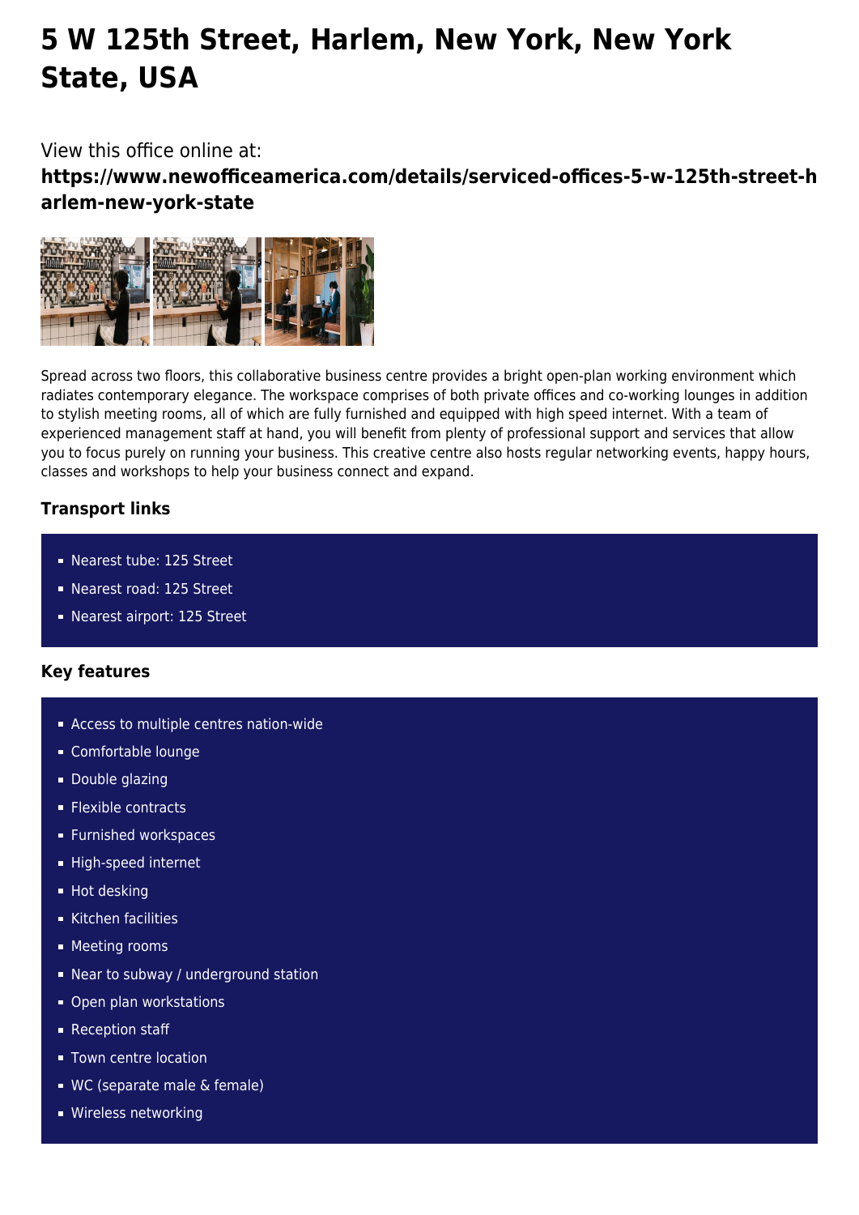# 5 W 125th Street, Harlem, New York, New York State, USA

View this office online at:
**https://www.newofficeamerica.com/details/serviced-offices-5-w-125th-street-harlem-new-york-state**

Spread across two floors, this collaborative business centre provides a bright open-plan working environment which radiates contemporary elegance. The workspace comprises of both private offices and co-working lounges in addition to stylish meeting rooms, all of which are fully furnished and equipped with high speed internet. With a team of experienced management staff at hand, you will benefit from plenty of professional support and services that allow you to focus purely on running your business. This creative centre also hosts regular networking events, happy hours, classes and workshops to help your business connect and expand.

### Transport links

- Nearest tube: 125 Street
- Nearest road: 125 Street
- Nearest airport: 125 Street

### Key features

- Access to multiple centres nation-wide
- Comfortable lounge
- Double glazing
- Flexible contracts
- Furnished workspaces
- High-speed internet
- Hot desking
- Kitchen facilities
- Meeting rooms
- Near to subway / underground station
- Open plan workstations
- Reception staff
- Town centre location
- WC (separate male & female)
- Wireless networking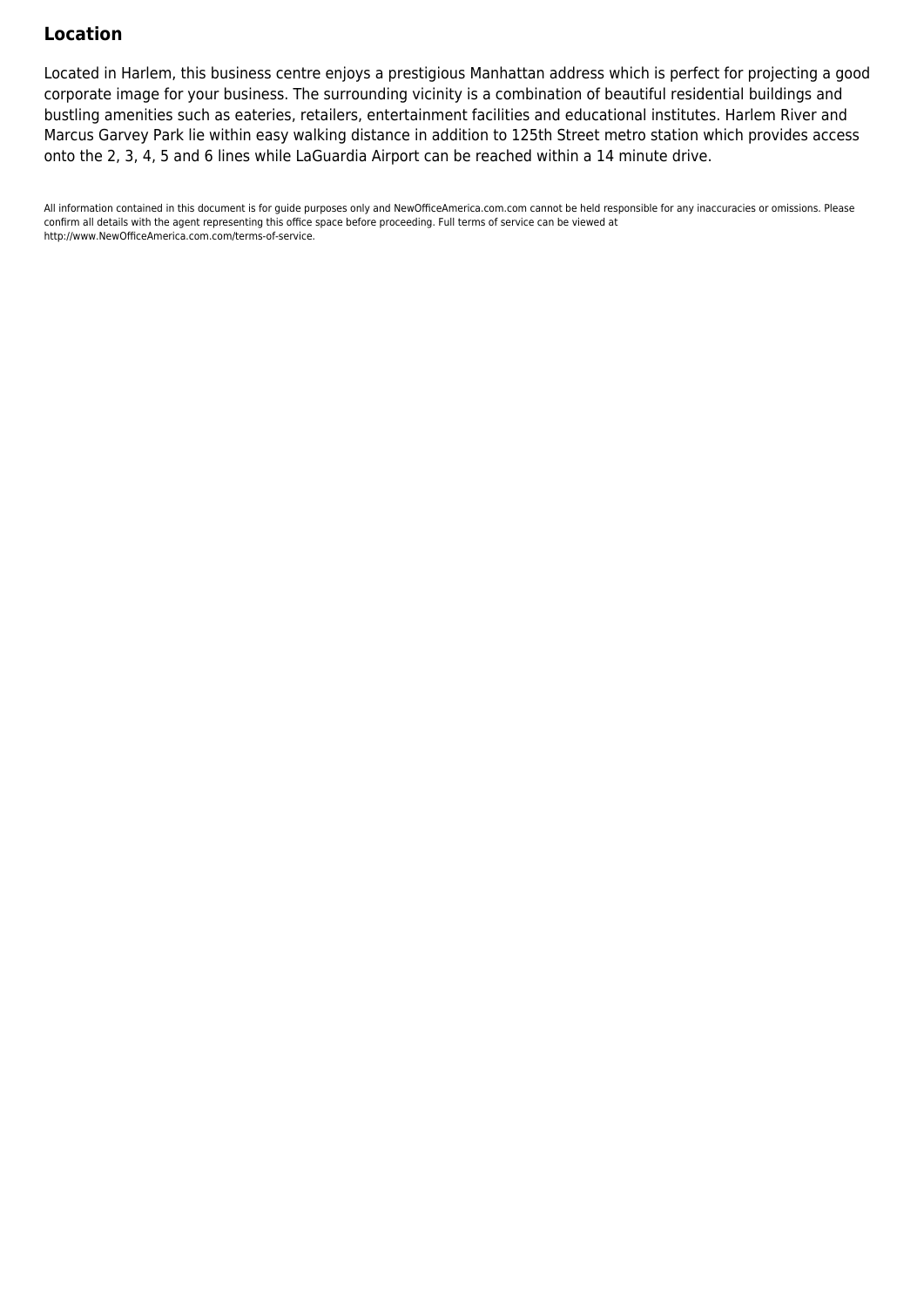## Location

Located in Harlem, this business centre enjoys a prestigious Manhattan address which is perfect for projecting a good corporate image for your business. The surrounding vicinity is a combination of beautiful residential buildings and bustling amenities such as eateries, retailers, entertainment facilities and educational institutes. Harlem River and Marcus Garvey Park lie within easy walking distance in addition to 125th Street metro station which provides access onto the 2, 3, 4, 5 and 6 lines while LaGuardia Airport can be reached within a 14 minute drive.

All information contained in this document is for guide purposes only and NewOfficeAmerica.com.com cannot be held responsible for any inaccuracies or omissions. Please confirm all details with the agent representing this office space before proceeding. Full terms of service can be viewed at http://www.NewOfficeAmerica.com.com/terms-of-service.